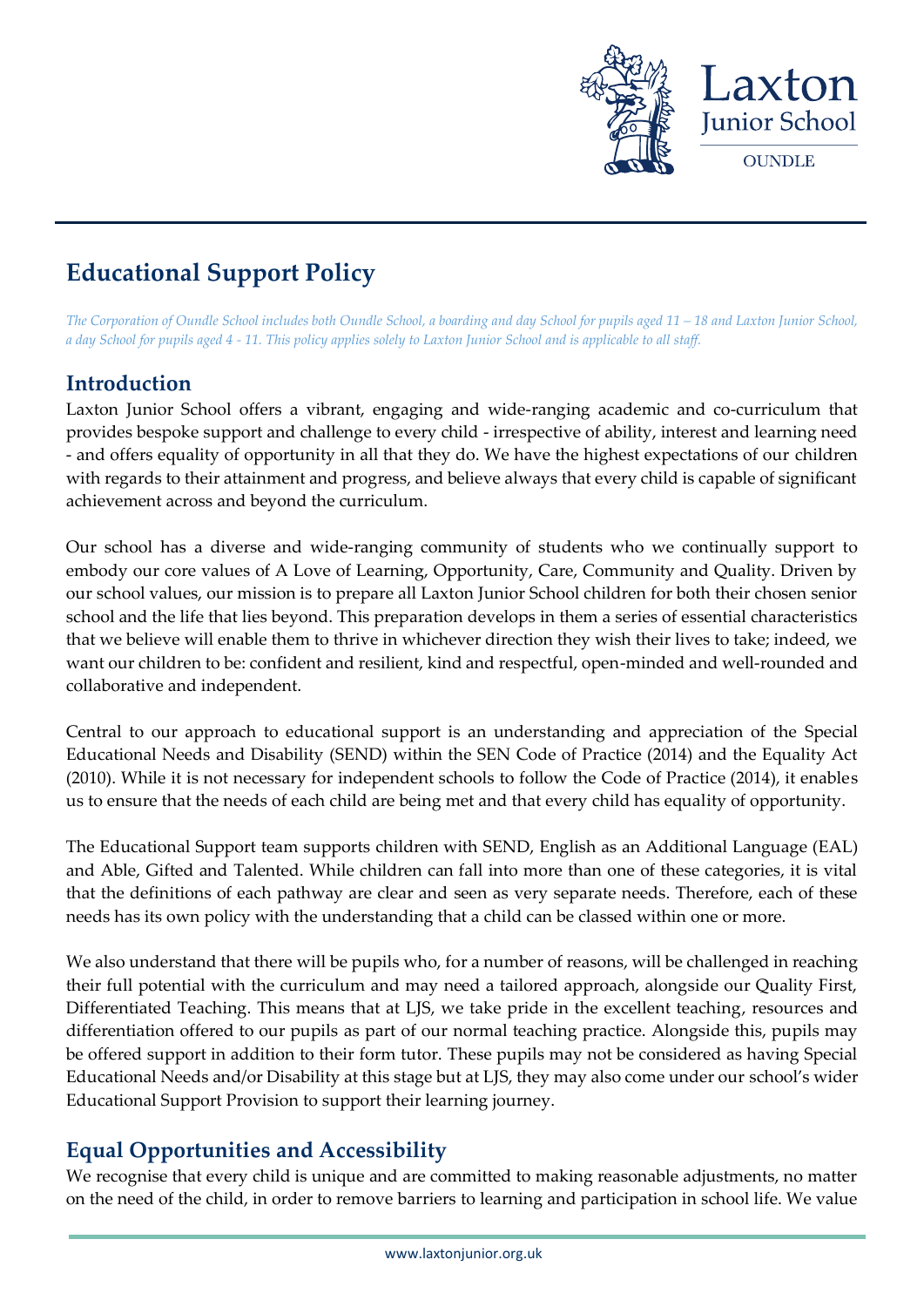# Educational Support Policy

*The Corporation of Oundle School includes both Oundle School, a boarding and day School for pupils aged 11 – 18 and Laxton Junior School, a day School for pupils aged 4 - 11. This policy applies solely to Laxton Junior School and is applicable to all staff.*

## Introduction

Laxton Junior School offers a vibrant, engaging and wide-ranging academic and co-curriculum that provides bespoke support and challenge to every child - irrespective of ability, interest and learning need - and offers equality of opportunity in all that they do. We have the highest expectations of our children with regards to their attainment and progress, and believe always that every child is capable of significant achievement across and beyond the curriculum.

Our school has a diverse and wide-ranging community of students who we continually support to embody our core values of A Love of Learning, Opportunity, Care, Community and Quality. Driven by our school values, our mission is to prepare all Laxton Junior School children for both their chosen senior school and the life that lies beyond. This preparation develops in them a series of essential characteristics that we believe will enable them to thrive in whichever direction they wish their lives to take; indeed, we want our children to be: confident and resilient, kind and respectful, open-minded and well-rounded and collaborative and independent.

Central to our approach to educational support is an understanding and appreciation of the Special Educational Needs and Disability (SEND) within the SEN Code of Practice (2014) and the Equality Act (2010). While it is not necessary for independent schools to follow the Code of Practice (2014), it enables us to ensure that the needs of each child are being met and that every child has equality of opportunity.

The Educational Support team supports children with SEND, English as an Additional Language (EAL) and Able, Gifted and Talented. While children can fall into more than one of these categories, it is vital that the definitions of each pathway are clear and seen as very separate needs. Therefore, each of these needs has its own policy with the understanding that a child can be classed within one or more.

We also understand that there will be pupils who, for a number of reasons, will be challenged in reaching their full potential with the curriculum and may need a tailored approach, alongside our Quality First, Differentiated Teaching. This means that at LJS, we take pride in the excellent teaching, resources and differentiation offered to our pupils as part of our normal teaching practice. Alongside this, pupils may be offered support in addition to their form tutor. These pupils may not be considered as having Special Educational Needs and/or Disability at this stage but at LJS, they may also come under our school's wider Educational Support Provision to support their learning journey.

## Equal Opportunities and Accessibility

We recognise that every child is unique and are committed to making reasonable adjustments, no matter on the need of the child, in order to remove barriers to learning and participation in school life. We value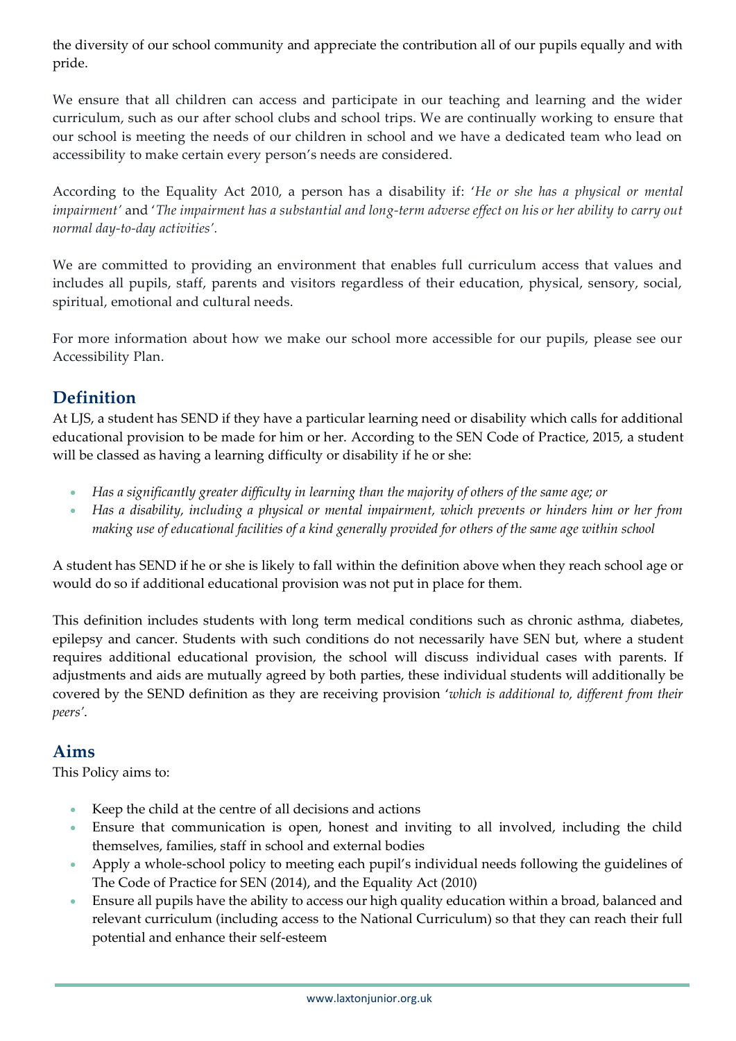the diversity of our school community and appreciate the contribution all of our pupils equally and with pride.

We ensure that all children can access and participate in our teaching and learning and the wider curriculum, such as our after school clubs and school trips. We are continually working to ensure that our school is meeting the needs of our children in school and we have a dedicated team who lead on accessibility to make certain every person's needs are considered.

According to the Equality Act 2010, a person has a disability if: '*He or she has a physical or mental impairment*' and '*The impairment has a substantial and long-term adverse effect on his or her ability to carry out normal day-to-day activities*'.

We are committed to providing an environment that enables full curriculum access that values and includes all pupils, staff, parents and visitors regardless of their education, physical, sensory, social, spiritual, emotional and cultural needs.

For more information about how we make our school more accessible for our pupils, please see our Accessibility Plan.

## Definition

At LJS, a student has SEND if they have a particular learning need or disability which calls for additional educational provision to be made for him or her. According to the SEN Code of Practice, 2015, a student will be classed as having a learning difficulty or disability if he or she:

- *Has a significantly greater difficulty in learning than the majority of others of the same age; or*
- *Has a disability, including a physical or mental impairment, which prevents or hinders him or her from making use of educational facilities of a kind generally provided for others of the same age within school*

A student has SEND if he or she is likely to fall within the definition above when they reach school age or would do so if additional educational provision was not put in place for them.

This definition includes students with long term medical conditions such as chronic asthma, diabetes, epilepsy and cancer. Students with such conditions do not necessarily have SEN but, where a student requires additional educational provision, the school will discuss individual cases with parents. If adjustments and aids are mutually agreed by both parties, these individual students will additionally be covered by the SEND definition as they are receiving provision '*which is additional to, different from their peers*'.

## Aims

This Policy aims to:

- Keep the child at the centre of all decisions and actions
- Ensure that communication is open, honest and inviting to all involved, including the child themselves, families, staff in school and external bodies
- Apply a whole-school policy to meeting each pupil's individual needs following the guidelines of The Code of Practice for SEN (2014), and the Equality Act (2010)
- Ensure all pupils have the ability to access our high quality education within a broad, balanced and relevant curriculum (including access to the National Curriculum) so that they can reach their full potential and enhance their self-esteem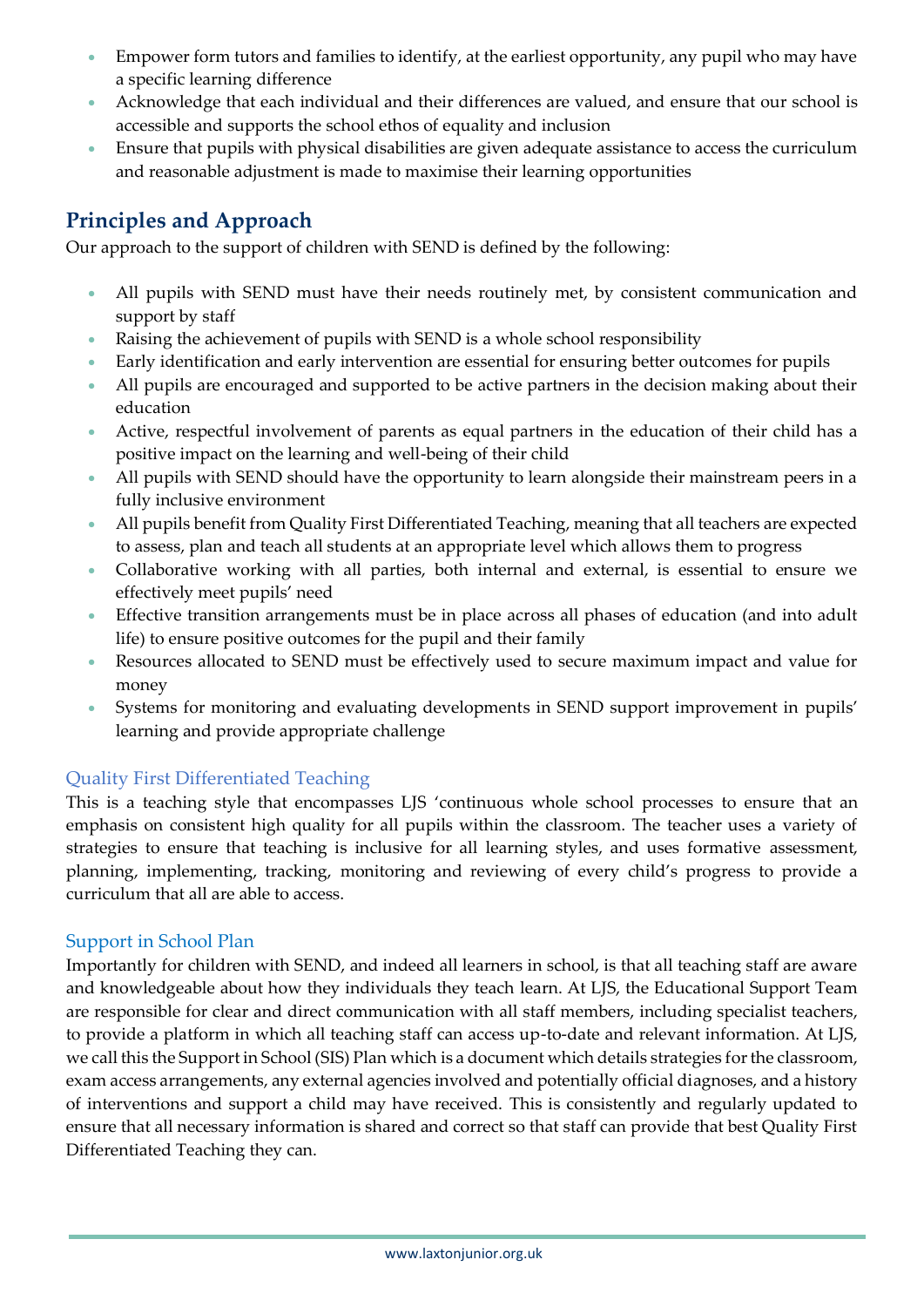- Empower form tutors and families to identify, at the earliest opportunity, any pupil who may have a specific learning difference
- Acknowledge that each individual and their differences are valued, and ensure that our school is accessible and supports the school ethos of equality and inclusion
- Ensure that pupils with physical disabilities are given adequate assistance to access the curriculum and reasonable adjustment is made to maximise their learning opportunities

## Principles and Approach

Our approach to the support of children with SEND is defined by the following:

- All pupils with SEND must have their needs routinely met, by consistent communication and support by staff
- Raising the achievement of pupils with SEND is a whole school responsibility
- Early identification and early intervention are essential for ensuring better outcomes for pupils
- All pupils are encouraged and supported to be active partners in the decision making about their education
- Active, respectful involvement of parents as equal partners in the education of their child has a positive impact on the learning and well-being of their child
- All pupils with SEND should have the opportunity to learn alongside their mainstream peers in a fully inclusive environment
- All pupils benefit from Quality First Differentiated Teaching, meaning that all teachers are expected to assess, plan and teach all students at an appropriate level which allows them to progress
- Collaborative working with all parties, both internal and external, is essential to ensure we effectively meet pupils' need
- Effective transition arrangements must be in place across all phases of education (and into adult life) to ensure positive outcomes for the pupil and their family
- Resources allocated to SEND must be effectively used to secure maximum impact and value for money
- Systems for monitoring and evaluating developments in SEND support improvement in pupils' learning and provide appropriate challenge

### Quality First Differentiated Teaching

This is a teaching style that encompasses LJS 'continuous whole school processes to ensure that an emphasis on consistent high quality for all pupils within the classroom. The teacher uses a variety of strategies to ensure that teaching is inclusive for all learning styles, and uses formative assessment, planning, implementing, tracking, monitoring and reviewing of every child's progress to provide a curriculum that all are able to access.

### Support in School Plan

Importantly for children with SEND, and indeed all learners in school, is that all teaching staff are aware and knowledgeable about how they individuals they teach learn. At LJS, the Educational Support Team are responsible for clear and direct communication with all staff members, including specialist teachers, to provide a platform in which all teaching staff can access up-to-date and relevant information. At LJS, we call this the Support in School (SIS) Plan which is a document which details strategies for the classroom, exam access arrangements, any external agencies involved and potentially official diagnoses, and a history of interventions and support a child may have received. This is consistently and regularly updated to ensure that all necessary information is shared and correct so that staff can provide that best Quality First Differentiated Teaching they can.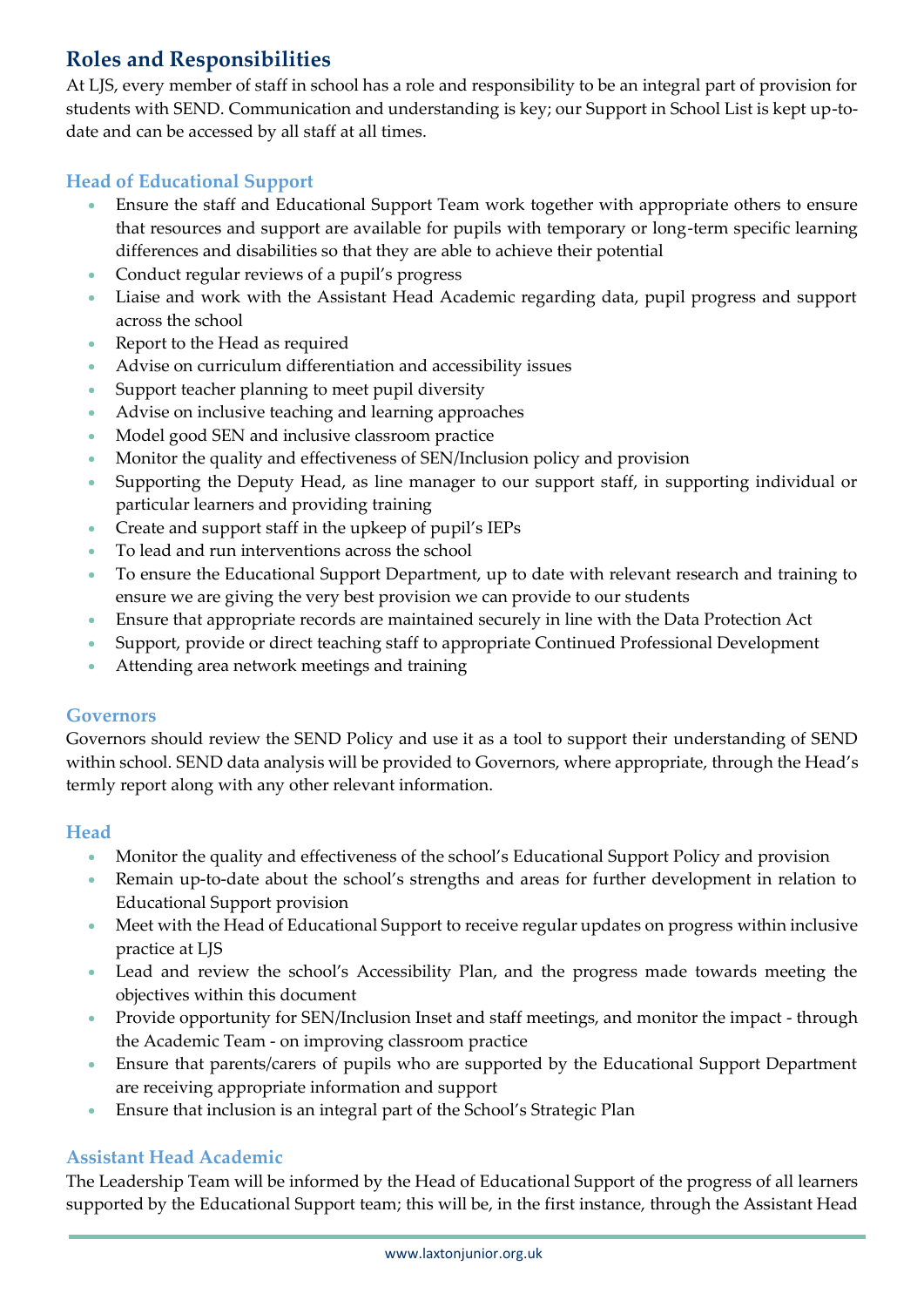## Roles and Responsibilities

At LJS, every member of staff in school has a role and responsibility to be an integral part of provision for students with SEND. Communication and understanding is key; our Support in School List is kept up-to-date and can be accessed by all staff at all times.

### Head of Educational Support

- Ensure the staff and Educational Support Team work together with appropriate others to ensure that resources and support are available for pupils with temporary or long-term specific learning differences and disabilities so that they are able to achieve their potential
- Conduct regular reviews of a pupil's progress
- Liaise and work with the Assistant Head Academic regarding data, pupil progress and support across the school
- Report to the Head as required
- Advise on curriculum differentiation and accessibility issues
- Support teacher planning to meet pupil diversity
- Advise on inclusive teaching and learning approaches
- Model good SEN and inclusive classroom practice
- Monitor the quality and effectiveness of SEN/Inclusion policy and provision
- Supporting the Deputy Head, as line manager to our support staff, in supporting individual or particular learners and providing training
- Create and support staff in the upkeep of pupil's IEPs
- To lead and run interventions across the school
- To ensure the Educational Support Department, up to date with relevant research and training to ensure we are giving the very best provision we can provide to our students
- Ensure that appropriate records are maintained securely in line with the Data Protection Act
- Support, provide or direct teaching staff to appropriate Continued Professional Development
- Attending area network meetings and training

### Governors

Governors should review the SEND Policy and use it as a tool to support their understanding of SEND within school. SEND data analysis will be provided to Governors, where appropriate, through the Head's termly report along with any other relevant information.

### Head

- Monitor the quality and effectiveness of the school's Educational Support Policy and provision
- Remain up-to-date about the school's strengths and areas for further development in relation to Educational Support provision
- Meet with the Head of Educational Support to receive regular updates on progress within inclusive practice at LJS
- Lead and review the school's Accessibility Plan, and the progress made towards meeting the objectives within this document
- Provide opportunity for SEN/Inclusion Inset and staff meetings, and monitor the impact - through the Academic Team - on improving classroom practice
- Ensure that parents/carers of pupils who are supported by the Educational Support Department are receiving appropriate information and support
- Ensure that inclusion is an integral part of the School's Strategic Plan

### Assistant Head Academic

The Leadership Team will be informed by the Head of Educational Support of the progress of all learners supported by the Educational Support team; this will be, in the first instance, through the Assistant Head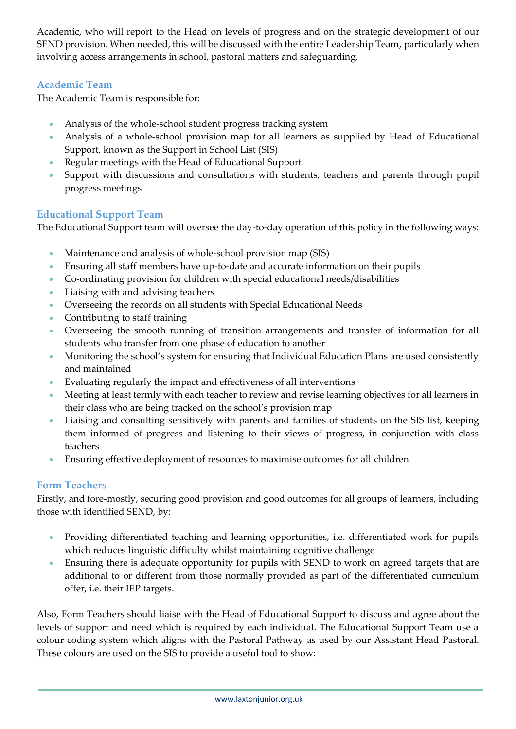Academic, who will report to the Head on levels of progress and on the strategic development of our SEND provision. When needed, this will be discussed with the entire Leadership Team, particularly when involving access arrangements in school, pastoral matters and safeguarding.

### Academic Team

The Academic Team is responsible for:

- Analysis of the whole-school student progress tracking system
- Analysis of a whole-school provision map for all learners as supplied by Head of Educational Support, known as the Support in School List (SIS)
- Regular meetings with the Head of Educational Support
- Support with discussions and consultations with students, teachers and parents through pupil progress meetings

### Educational Support Team

The Educational Support team will oversee the day-to-day operation of this policy in the following ways:

- Maintenance and analysis of whole-school provision map (SIS)
- Ensuring all staff members have up-to-date and accurate information on their pupils
- Co-ordinating provision for children with special educational needs/disabilities
- Liaising with and advising teachers
- Overseeing the records on all students with Special Educational Needs
- Contributing to staff training
- Overseeing the smooth running of transition arrangements and transfer of information for all students who transfer from one phase of education to another
- Monitoring the school's system for ensuring that Individual Education Plans are used consistently and maintained
- Evaluating regularly the impact and effectiveness of all interventions
- Meeting at least termly with each teacher to review and revise learning objectives for all learners in their class who are being tracked on the school's provision map
- Liaising and consulting sensitively with parents and families of students on the SIS list, keeping them informed of progress and listening to their views of progress, in conjunction with class teachers
- Ensuring effective deployment of resources to maximise outcomes for all children

### Form Teachers

Firstly, and fore-mostly, securing good provision and good outcomes for all groups of learners, including those with identified SEND, by:

- Providing differentiated teaching and learning opportunities, i.e. differentiated work for pupils which reduces linguistic difficulty whilst maintaining cognitive challenge
- Ensuring there is adequate opportunity for pupils with SEND to work on agreed targets that are additional to or different from those normally provided as part of the differentiated curriculum offer, i.e. their IEP targets.

Also, Form Teachers should liaise with the Head of Educational Support to discuss and agree about the levels of support and need which is required by each individual. The Educational Support Team use a colour coding system which aligns with the Pastoral Pathway as used by our Assistant Head Pastoral. These colours are used on the SIS to provide a useful tool to show: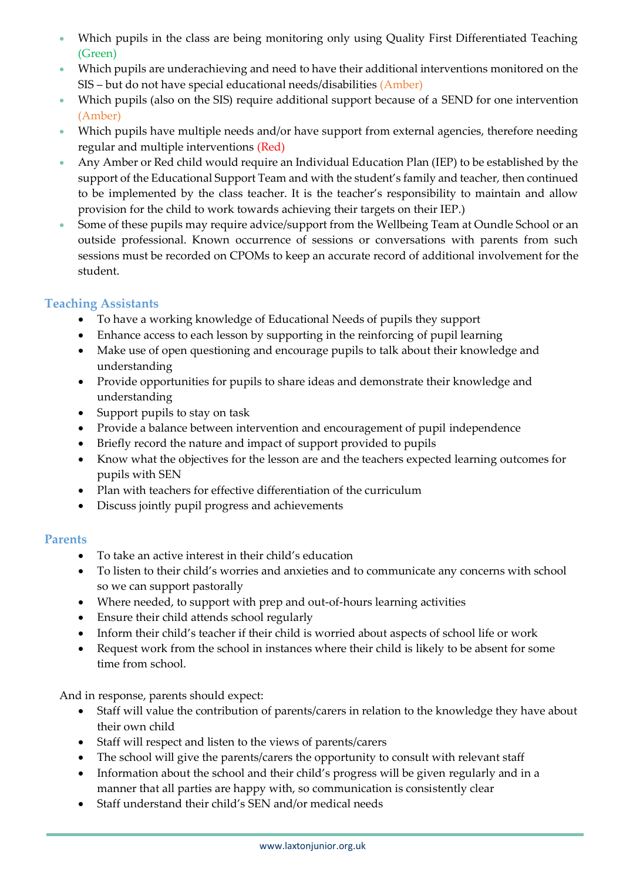- Which pupils in the class are being monitoring only using Quality First Differentiated Teaching (Green)
- Which pupils are underachieving and need to have their additional interventions monitored on the SIS – but do not have special educational needs/disabilities (Amber)
- Which pupils (also on the SIS) require additional support because of a SEND for one intervention (Amber)
- Which pupils have multiple needs and/or have support from external agencies, therefore needing regular and multiple interventions (Red)
- Any Amber or Red child would require an Individual Education Plan (IEP) to be established by the support of the Educational Support Team and with the student's family and teacher, then continued to be implemented by the class teacher. It is the teacher's responsibility to maintain and allow provision for the child to work towards achieving their targets on their IEP.)
- Some of these pupils may require advice/support from the Wellbeing Team at Oundle School or an outside professional. Known occurrence of sessions or conversations with parents from such sessions must be recorded on CPOMs to keep an accurate record of additional involvement for the student.

### Teaching Assistants

- To have a working knowledge of Educational Needs of pupils they support
- Enhance access to each lesson by supporting in the reinforcing of pupil learning
- Make use of open questioning and encourage pupils to talk about their knowledge and understanding
- Provide opportunities for pupils to share ideas and demonstrate their knowledge and understanding
- Support pupils to stay on task
- Provide a balance between intervention and encouragement of pupil independence
- Briefly record the nature and impact of support provided to pupils
- Know what the objectives for the lesson are and the teachers expected learning outcomes for pupils with SEN
- Plan with teachers for effective differentiation of the curriculum
- Discuss jointly pupil progress and achievements

### Parents

- To take an active interest in their child's education
- To listen to their child's worries and anxieties and to communicate any concerns with school so we can support pastorally
- Where needed, to support with prep and out-of-hours learning activities
- Ensure their child attends school regularly
- Inform their child's teacher if their child is worried about aspects of school life or work
- Request work from the school in instances where their child is likely to be absent for some time from school.

And in response, parents should expect:

- Staff will value the contribution of parents/carers in relation to the knowledge they have about their own child
- Staff will respect and listen to the views of parents/carers
- The school will give the parents/carers the opportunity to consult with relevant staff
- Information about the school and their child's progress will be given regularly and in a manner that all parties are happy with, so communication is consistently clear
- Staff understand their child's SEN and/or medical needs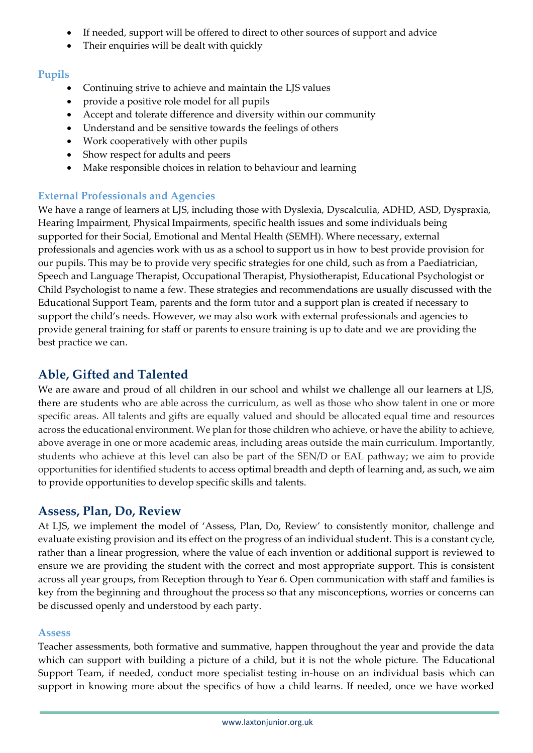- If needed, support will be offered to direct to other sources of support and advice
- Their enquiries will be dealt with quickly

### Pupils

- Continuing strive to achieve and maintain the LJS values
- provide a positive role model for all pupils
- Accept and tolerate difference and diversity within our community
- Understand and be sensitive towards the feelings of others
- Work cooperatively with other pupils
- Show respect for adults and peers
- Make responsible choices in relation to behaviour and learning

### External Professionals and Agencies

We have a range of learners at LJS, including those with Dyslexia, Dyscalculia, ADHD, ASD, Dyspraxia, Hearing Impairment, Physical Impairments, specific health issues and some individuals being supported for their Social, Emotional and Mental Health (SEMH). Where necessary, external professionals and agencies work with us as a school to support us in how to best provide provision for our pupils. This may be to provide very specific strategies for one child, such as from a Paediatrician, Speech and Language Therapist, Occupational Therapist, Physiotherapist, Educational Psychologist or Child Psychologist to name a few. These strategies and recommendations are usually discussed with the Educational Support Team, parents and the form tutor and a support plan is created if necessary to support the child's needs. However, we may also work with external professionals and agencies to provide general training for staff or parents to ensure training is up to date and we are providing the best practice we can.

## Able, Gifted and Talented

We are aware and proud of all children in our school and whilst we challenge all our learners at LJS, there are students who are able across the curriculum, as well as those who show talent in one or more specific areas. All talents and gifts are equally valued and should be allocated equal time and resources across the educational environment. We plan for those children who achieve, or have the ability to achieve, above average in one or more academic areas, including areas outside the main curriculum. Importantly, students who achieve at this level can also be part of the SEN/D or EAL pathway; we aim to provide opportunities for identified students to access optimal breadth and depth of learning and, as such, we aim to provide opportunities to develop specific skills and talents.

## Assess, Plan, Do, Review

At LJS, we implement the model of 'Assess, Plan, Do, Review' to consistently monitor, challenge and evaluate existing provision and its effect on the progress of an individual student. This is a constant cycle, rather than a linear progression, where the value of each invention or additional support is reviewed to ensure we are providing the student with the correct and most appropriate support. This is consistent across all year groups, from Reception through to Year 6. Open communication with staff and families is key from the beginning and throughout the process so that any misconceptions, worries or concerns can be discussed openly and understood by each party.

### Assess

Teacher assessments, both formative and summative, happen throughout the year and provide the data which can support with building a picture of a child, but it is not the whole picture. The Educational Support Team, if needed, conduct more specialist testing in-house on an individual basis which can support in knowing more about the specifics of how a child learns. If needed, once we have worked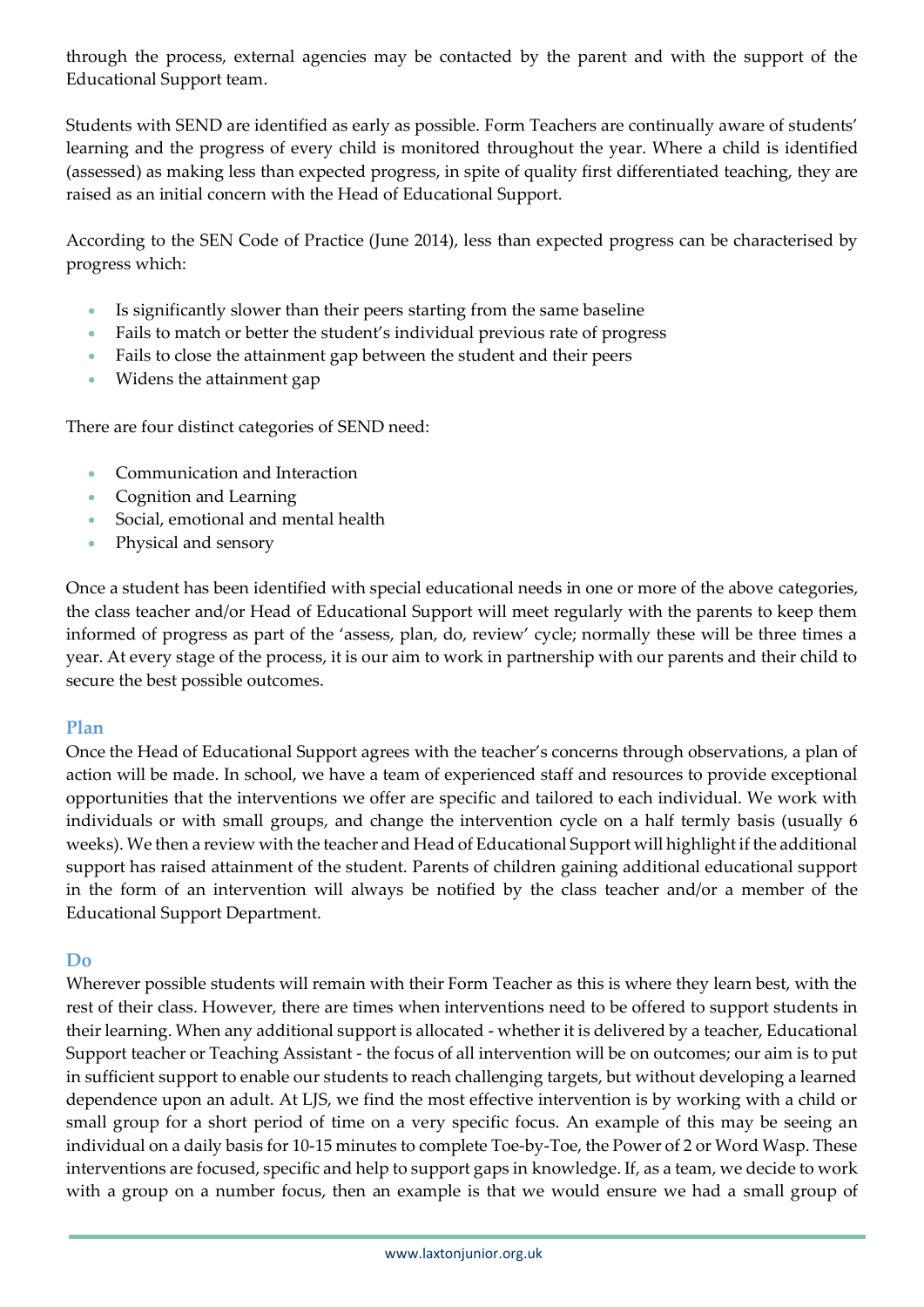through the process, external agencies may be contacted by the parent and with the support of the Educational Support team.

Students with SEND are identified as early as possible. Form Teachers are continually aware of students' learning and the progress of every child is monitored throughout the year. Where a child is identified (assessed) as making less than expected progress, in spite of quality first differentiated teaching, they are raised as an initial concern with the Head of Educational Support.

According to the SEN Code of Practice (June 2014), less than expected progress can be characterised by progress which:

- Is significantly slower than their peers starting from the same baseline
- Fails to match or better the student's individual previous rate of progress
- Fails to close the attainment gap between the student and their peers
- Widens the attainment gap

There are four distinct categories of SEND need:

- Communication and Interaction
- Cognition and Learning
- Social, emotional and mental health
- Physical and sensory

Once a student has been identified with special educational needs in one or more of the above categories, the class teacher and/or Head of Educational Support will meet regularly with the parents to keep them informed of progress as part of the 'assess, plan, do, review' cycle; normally these will be three times a year. At every stage of the process, it is our aim to work in partnership with our parents and their child to secure the best possible outcomes.

## Plan

Once the Head of Educational Support agrees with the teacher's concerns through observations, a plan of action will be made. In school, we have a team of experienced staff and resources to provide exceptional opportunities that the interventions we offer are specific and tailored to each individual. We work with individuals or with small groups, and change the intervention cycle on a half termly basis (usually 6 weeks). We then a review with the teacher and Head of Educational Support will highlight if the additional support has raised attainment of the student. Parents of children gaining additional educational support in the form of an intervention will always be notified by the class teacher and/or a member of the Educational Support Department.

## Do

Wherever possible students will remain with their Form Teacher as this is where they learn best, with the rest of their class. However, there are times when interventions need to be offered to support students in their learning. When any additional support is allocated - whether it is delivered by a teacher, Educational Support teacher or Teaching Assistant - the focus of all intervention will be on outcomes; our aim is to put in sufficient support to enable our students to reach challenging targets, but without developing a learned dependence upon an adult. At LJS, we find the most effective intervention is by working with a child or small group for a short period of time on a very specific focus. An example of this may be seeing an individual on a daily basis for 10-15 minutes to complete Toe-by-Toe, the Power of 2 or Word Wasp. These interventions are focused, specific and help to support gaps in knowledge. If, as a team, we decide to work with a group on a number focus, then an example is that we would ensure we had a small group of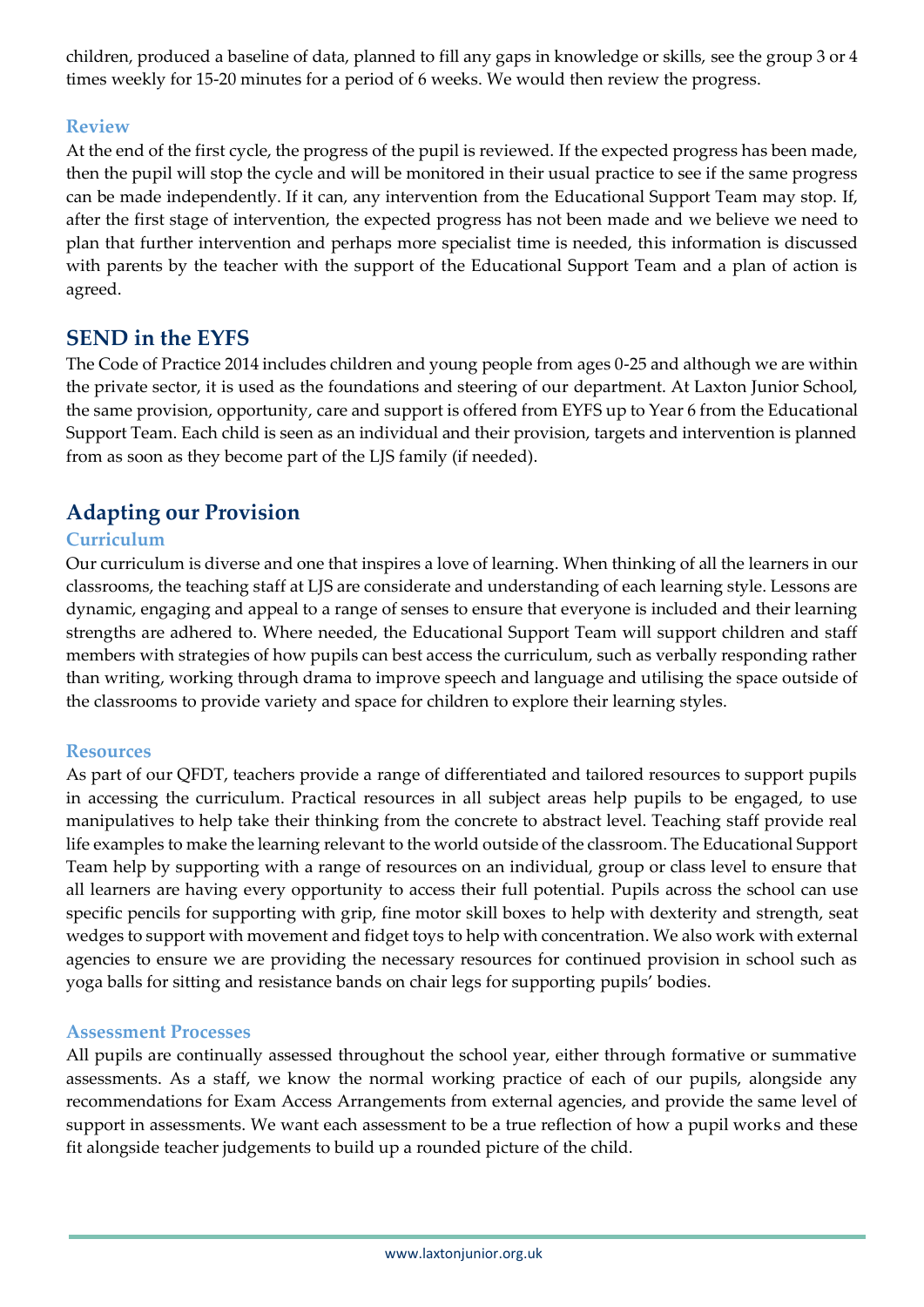children, produced a baseline of data, planned to fill any gaps in knowledge or skills, see the group 3 or 4 times weekly for 15-20 minutes for a period of 6 weeks. We would then review the progress.

### Review

At the end of the first cycle, the progress of the pupil is reviewed. If the expected progress has been made, then the pupil will stop the cycle and will be monitored in their usual practice to see if the same progress can be made independently. If it can, any intervention from the Educational Support Team may stop. If, after the first stage of intervention, the expected progress has not been made and we believe we need to plan that further intervention and perhaps more specialist time is needed, this information is discussed with parents by the teacher with the support of the Educational Support Team and a plan of action is agreed.

## SEND in the EYFS

The Code of Practice 2014 includes children and young people from ages 0-25 and although we are within the private sector, it is used as the foundations and steering of our department. At Laxton Junior School, the same provision, opportunity, care and support is offered from EYFS up to Year 6 from the Educational Support Team. Each child is seen as an individual and their provision, targets and intervention is planned from as soon as they become part of the LJS family (if needed).

## Adapting our Provision

### Curriculum

Our curriculum is diverse and one that inspires a love of learning. When thinking of all the learners in our classrooms, the teaching staff at LJS are considerate and understanding of each learning style. Lessons are dynamic, engaging and appeal to a range of senses to ensure that everyone is included and their learning strengths are adhered to. Where needed, the Educational Support Team will support children and staff members with strategies of how pupils can best access the curriculum, such as verbally responding rather than writing, working through drama to improve speech and language and utilising the space outside of the classrooms to provide variety and space for children to explore their learning styles.

### Resources

As part of our QFDT, teachers provide a range of differentiated and tailored resources to support pupils in accessing the curriculum. Practical resources in all subject areas help pupils to be engaged, to use manipulatives to help take their thinking from the concrete to abstract level. Teaching staff provide real life examples to make the learning relevant to the world outside of the classroom. The Educational Support Team help by supporting with a range of resources on an individual, group or class level to ensure that all learners are having every opportunity to access their full potential. Pupils across the school can use specific pencils for supporting with grip, fine motor skill boxes to help with dexterity and strength, seat wedges to support with movement and fidget toys to help with concentration. We also work with external agencies to ensure we are providing the necessary resources for continued provision in school such as yoga balls for sitting and resistance bands on chair legs for supporting pupils' bodies.

### Assessment Processes

All pupils are continually assessed throughout the school year, either through formative or summative assessments. As a staff, we know the normal working practice of each of our pupils, alongside any recommendations for Exam Access Arrangements from external agencies, and provide the same level of support in assessments. We want each assessment to be a true reflection of how a pupil works and these fit alongside teacher judgements to build up a rounded picture of the child.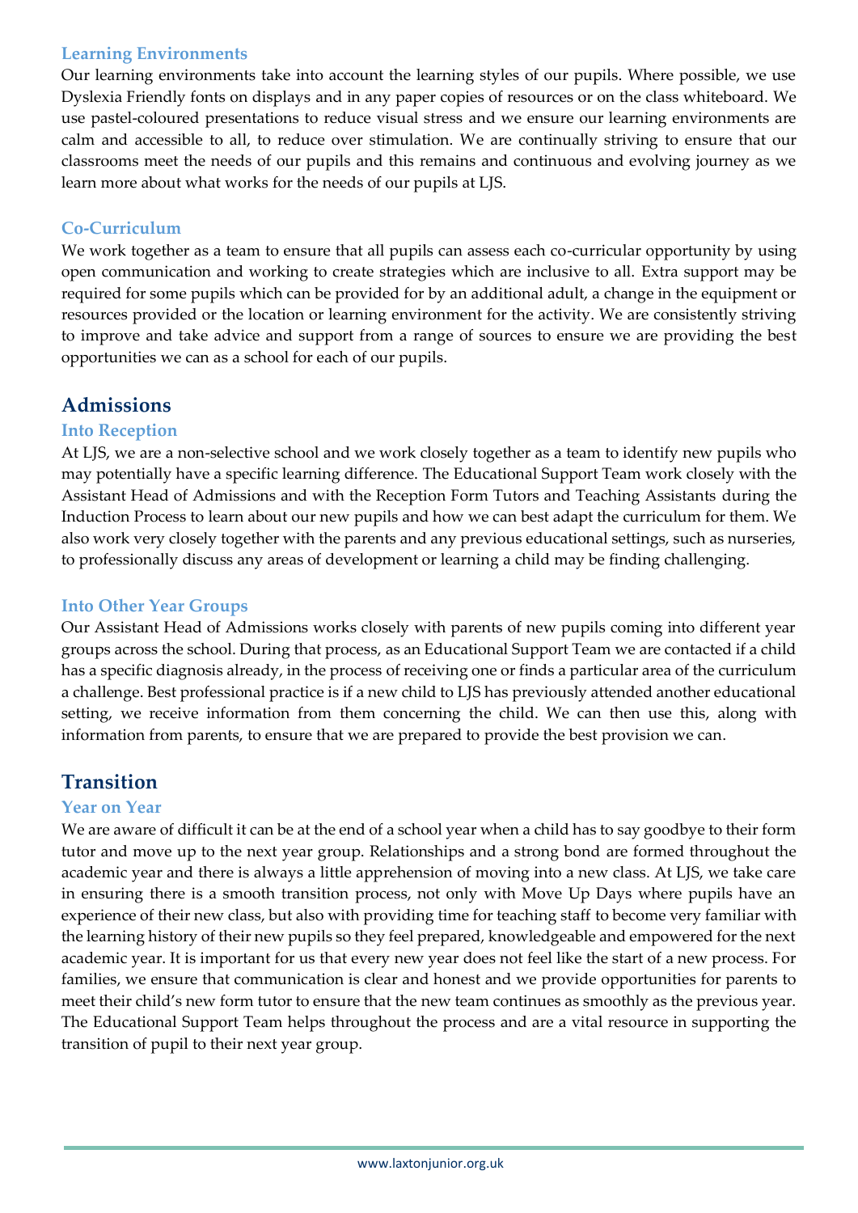### Learning Environments

Our learning environments take into account the learning styles of our pupils. Where possible, we use Dyslexia Friendly fonts on displays and in any paper copies of resources or on the class whiteboard. We use pastel-coloured presentations to reduce visual stress and we ensure our learning environments are calm and accessible to all, to reduce over stimulation. We are continually striving to ensure that our classrooms meet the needs of our pupils and this remains and continuous and evolving journey as we learn more about what works for the needs of our pupils at LJS.

### Co-Curriculum

We work together as a team to ensure that all pupils can assess each co-curricular opportunity by using open communication and working to create strategies which are inclusive to all. Extra support may be required for some pupils which can be provided for by an additional adult, a change in the equipment or resources provided or the location or learning environment for the activity. We are consistently striving to improve and take advice and support from a range of sources to ensure we are providing the best opportunities we can as a school for each of our pupils.

## Admissions

### Into Reception

At LJS, we are a non-selective school and we work closely together as a team to identify new pupils who may potentially have a specific learning difference. The Educational Support Team work closely with the Assistant Head of Admissions and with the Reception Form Tutors and Teaching Assistants during the Induction Process to learn about our new pupils and how we can best adapt the curriculum for them. We also work very closely together with the parents and any previous educational settings, such as nurseries, to professionally discuss any areas of development or learning a child may be finding challenging.

### Into Other Year Groups

Our Assistant Head of Admissions works closely with parents of new pupils coming into different year groups across the school. During that process, as an Educational Support Team we are contacted if a child has a specific diagnosis already, in the process of receiving one or finds a particular area of the curriculum a challenge. Best professional practice is if a new child to LJS has previously attended another educational setting, we receive information from them concerning the child. We can then use this, along with information from parents, to ensure that we are prepared to provide the best provision we can.

## Transition

### Year on Year

We are aware of difficult it can be at the end of a school year when a child has to say goodbye to their form tutor and move up to the next year group. Relationships and a strong bond are formed throughout the academic year and there is always a little apprehension of moving into a new class. At LJS, we take care in ensuring there is a smooth transition process, not only with Move Up Days where pupils have an experience of their new class, but also with providing time for teaching staff to become very familiar with the learning history of their new pupils so they feel prepared, knowledgeable and empowered for the next academic year. It is important for us that every new year does not feel like the start of a new process. For families, we ensure that communication is clear and honest and we provide opportunities for parents to meet their child's new form tutor to ensure that the new team continues as smoothly as the previous year. The Educational Support Team helps throughout the process and are a vital resource in supporting the transition of pupil to their next year group.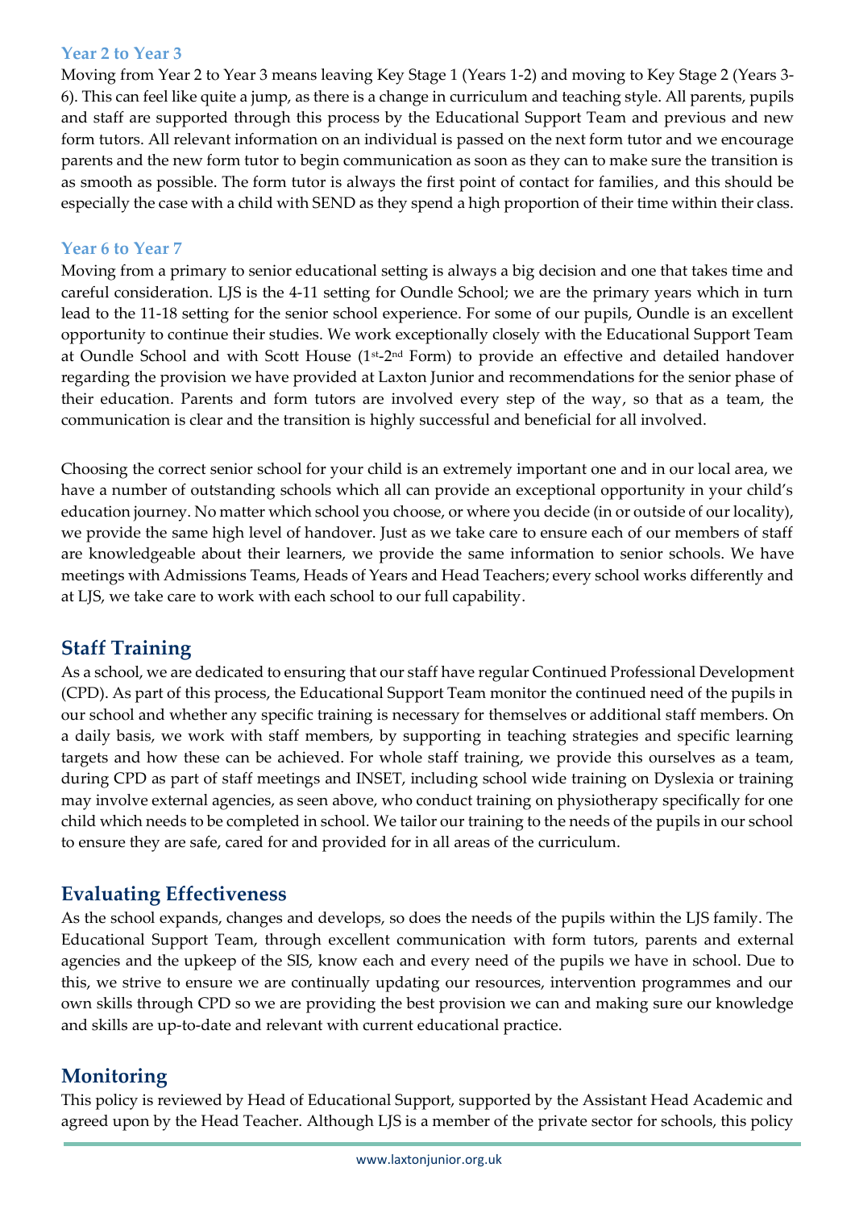### Year 2 to Year 3

Moving from Year 2 to Year 3 means leaving Key Stage 1 (Years 1-2) and moving to Key Stage 2 (Years 3-6). This can feel like quite a jump, as there is a change in curriculum and teaching style. All parents, pupils and staff are supported through this process by the Educational Support Team and previous and new form tutors. All relevant information on an individual is passed on the next form tutor and we encourage parents and the new form tutor to begin communication as soon as they can to make sure the transition is as smooth as possible. The form tutor is always the first point of contact for families, and this should be especially the case with a child with SEND as they spend a high proportion of their time within their class.

### Year 6 to Year 7

Moving from a primary to senior educational setting is always a big decision and one that takes time and careful consideration. LJS is the 4-11 setting for Oundle School; we are the primary years which in turn lead to the 11-18 setting for the senior school experience. For some of our pupils, Oundle is an excellent opportunity to continue their studies. We work exceptionally closely with the Educational Support Team at Oundle School and with Scott House (1st-2nd Form) to provide an effective and detailed handover regarding the provision we have provided at Laxton Junior and recommendations for the senior phase of their education. Parents and form tutors are involved every step of the way, so that as a team, the communication is clear and the transition is highly successful and beneficial for all involved.

Choosing the correct senior school for your child is an extremely important one and in our local area, we have a number of outstanding schools which all can provide an exceptional opportunity in your child's education journey. No matter which school you choose, or where you decide (in or outside of our locality), we provide the same high level of handover. Just as we take care to ensure each of our members of staff are knowledgeable about their learners, we provide the same information to senior schools. We have meetings with Admissions Teams, Heads of Years and Head Teachers; every school works differently and at LJS, we take care to work with each school to our full capability.

## Staff Training

As a school, we are dedicated to ensuring that our staff have regular Continued Professional Development (CPD). As part of this process, the Educational Support Team monitor the continued need of the pupils in our school and whether any specific training is necessary for themselves or additional staff members. On a daily basis, we work with staff members, by supporting in teaching strategies and specific learning targets and how these can be achieved. For whole staff training, we provide this ourselves as a team, during CPD as part of staff meetings and INSET, including school wide training on Dyslexia or training may involve external agencies, as seen above, who conduct training on physiotherapy specifically for one child which needs to be completed in school. We tailor our training to the needs of the pupils in our school to ensure they are safe, cared for and provided for in all areas of the curriculum.

## Evaluating Effectiveness

As the school expands, changes and develops, so does the needs of the pupils within the LJS family. The Educational Support Team, through excellent communication with form tutors, parents and external agencies and the upkeep of the SIS, know each and every need of the pupils we have in school. Due to this, we strive to ensure we are continually updating our resources, intervention programmes and our own skills through CPD so we are providing the best provision we can and making sure our knowledge and skills are up-to-date and relevant with current educational practice.

## Monitoring

This policy is reviewed by Head of Educational Support, supported by the Assistant Head Academic and agreed upon by the Head Teacher. Although LJS is a member of the private sector for schools, this policy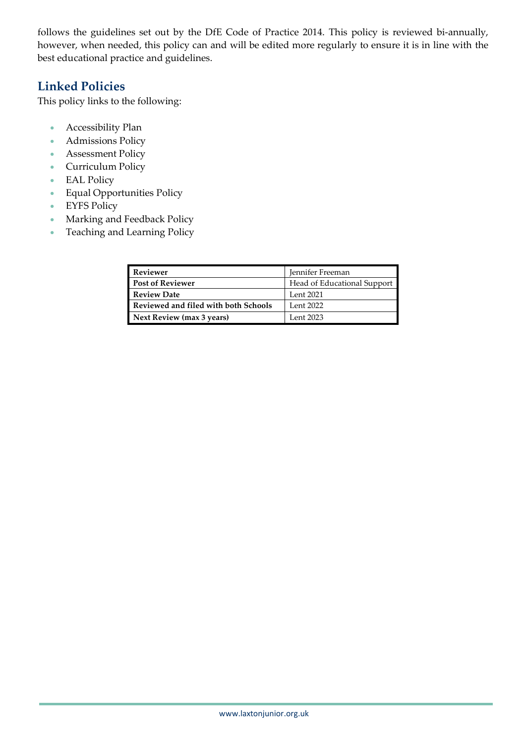follows the guidelines set out by the DfE Code of Practice 2014. This policy is reviewed bi-annually, however, when needed, this policy can and will be edited more regularly to ensure it is in line with the best educational practice and guidelines.

## Linked Policies

This policy links to the following:

- Accessibility Plan
- Admissions Policy
- Assessment Policy
- Curriculum Policy
- EAL Policy
- Equal Opportunities Policy
- EYFS Policy
- Marking and Feedback Policy
- Teaching and Learning Policy

| | |
|---|---|
| **Reviewer** | Jennifer Freeman |
| **Post of Reviewer** | Head of Educational Support |
| **Review Date** | Lent 2021 |
| **Reviewed and filed with both Schools** | Lent 2022 |
| **Next Review (max 3 years)** | Lent 2023 |